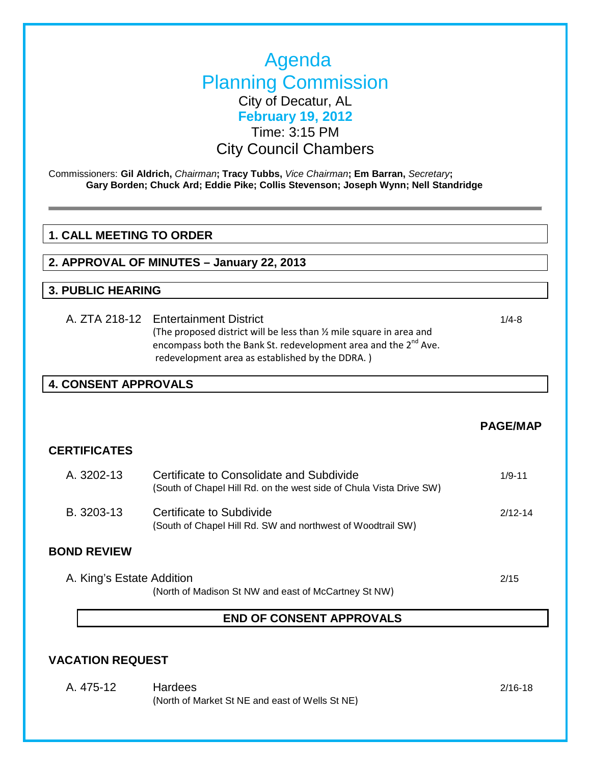# Agenda
# Planning Commission

City of Decatur, AL

**February 19, 2012**

Time: 3:15 PM

City Council Chambers

Commissioners: **Gil Aldrich,** *Chairman***; Tracy Tubbs,** *Vice Chairman***; Em Barran,** *Secretary***;**
**Gary Borden; Chuck Ard; Eddie Pike; Collis Stevenson; Joseph Wynn; Nell Standridge**

---

## 1. CALL MEETING TO ORDER

## 2. APPROVAL OF MINUTES – January 22, 2013

## 3. PUBLIC HEARING

A. ZTA 218-12 Entertainment District — 1/4-8
(The proposed district will be less than ½ mile square in area and encompass both the Bank St. redevelopment area and the 2nd Ave. redevelopment area as established by the DDRA. )

## 4. CONSENT APPROVALS

**PAGE/MAP**

### CERTIFICATES

A. 3202-13 Certificate to Consolidate and Subdivide — 1/9-11
(South of Chapel Hill Rd. on the west side of Chula Vista Drive SW)

B. 3203-13 Certificate to Subdivide — 2/12-14
(South of Chapel Hill Rd. SW and northwest of Woodtrail SW)

### BOND REVIEW

A. King's Estate Addition — 2/15
(North of Madison St NW and east of McCartney St NW)

**END OF CONSENT APPROVALS**

### VACATION REQUEST

A. 475-12 Hardees — 2/16-18
(North of Market St NE and east of Wells St NE)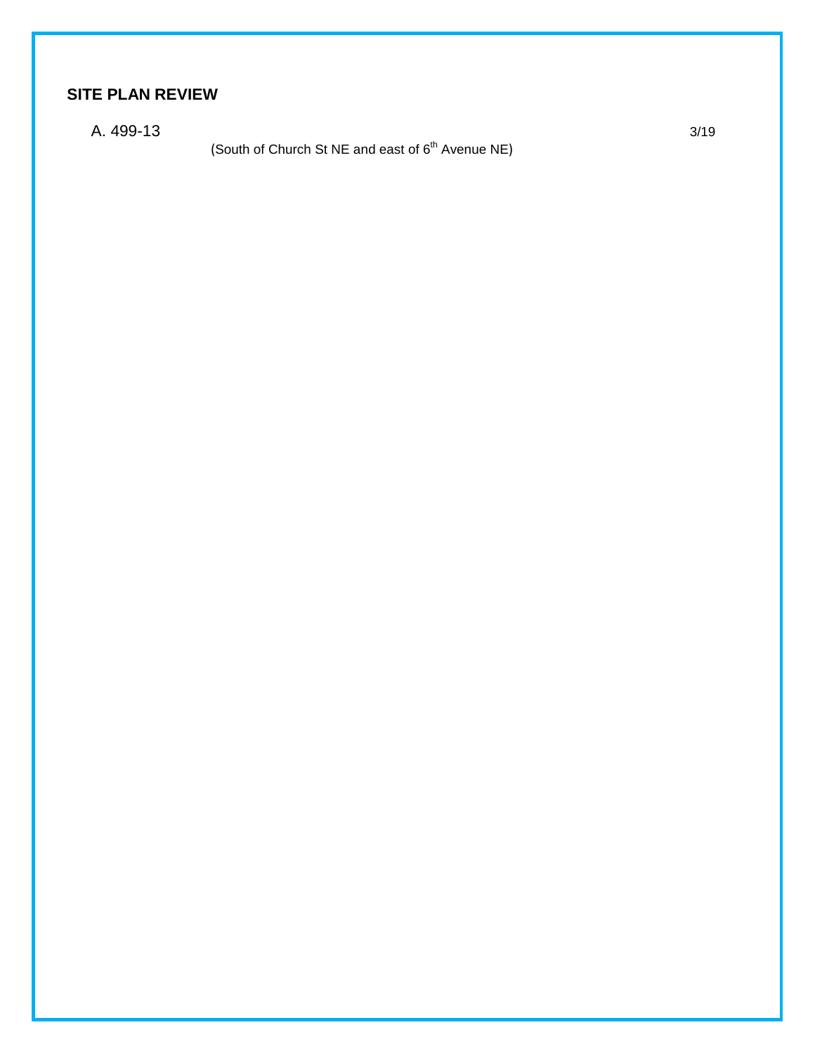## SITE PLAN REVIEW

A. 499-13 3/19

(South of Church St NE and east of 6th Avenue NE)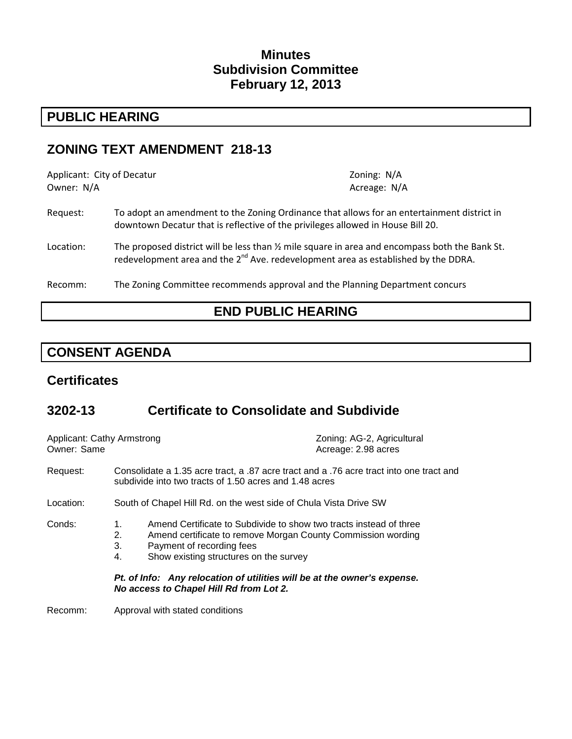# Minutes
# Subdivision Committee
# February 12, 2013

## PUBLIC HEARING

## ZONING TEXT AMENDMENT 218-13

Applicant: City of Decatur | Zoning: N/A
Owner: N/A | Acreage: N/A

Request: To adopt an amendment to the Zoning Ordinance that allows for an entertainment district in downtown Decatur that is reflective of the privileges allowed in House Bill 20.

Location: The proposed district will be less than ½ mile square in area and encompass both the Bank St. redevelopment area and the 2nd Ave. redevelopment area as established by the DDRA.

Recomm: The Zoning Committee recommends approval and the Planning Department concurs

## END PUBLIC HEARING

## CONSENT AGENDA

### Certificates

### 3202-13 Certificate to Consolidate and Subdivide

Applicant: Cathy Armstrong | Zoning: AG-2, Agricultural
Owner: Same | Acreage: 2.98 acres

Request: Consolidate a 1.35 acre tract, a .87 acre tract and a .76 acre tract into one tract and subdivide into two tracts of 1.50 acres and 1.48 acres

Location: South of Chapel Hill Rd. on the west side of Chula Vista Drive SW

Conds:
1. Amend Certificate to Subdivide to show two tracts instead of three
2. Amend certificate to remove Morgan County Commission wording
3. Payment of recording fees
4. Show existing structures on the survey

***Pt. of Info: Any relocation of utilities will be at the owner's expense. No access to Chapel Hill Rd from Lot 2.***

Recomm: Approval with stated conditions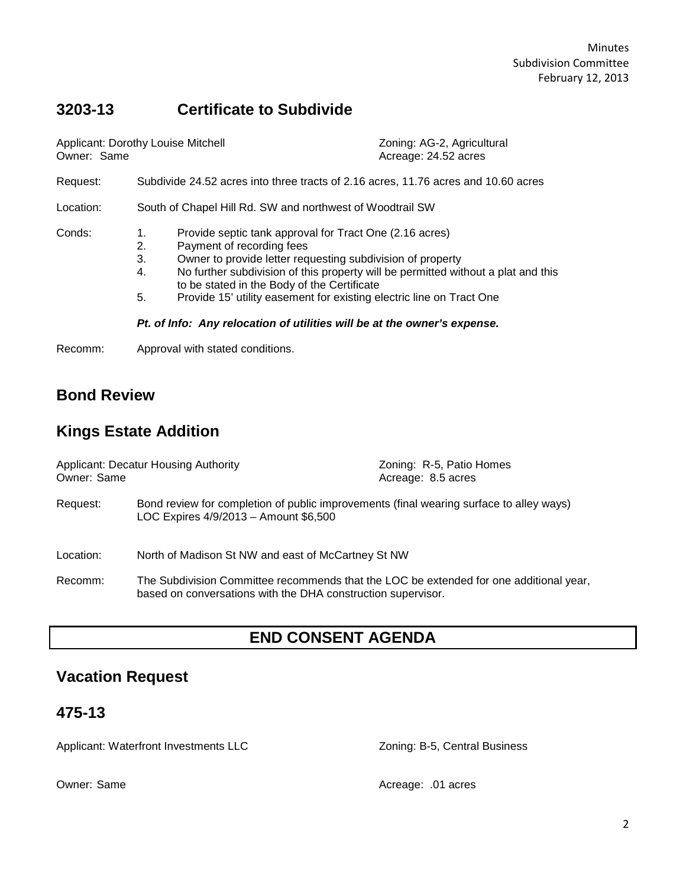## 3203-13 Certificate to Subdivide

Applicant: Dorothy Louise Mitchell  
Owner: Same

Zoning: AG-2, Agricultural  
Acreage: 24.52 acres

Request: Subdivide 24.52 acres into three tracts of 2.16 acres, 11.76 acres and 10.60 acres

Location: South of Chapel Hill Rd. SW and northwest of Woodtrail SW

Conds:

1. Provide septic tank approval for Tract One (2.16 acres)
2. Payment of recording fees
3. Owner to provide letter requesting subdivision of property
4. No further subdivision of this property will be permitted without a plat and this to be stated in the Body of the Certificate
5. Provide 15' utility easement for existing electric line on Tract One

***Pt. of Info: Any relocation of utilities will be at the owner's expense.***

Recomm: Approval with stated conditions.

## Bond Review

## Kings Estate Addition

Applicant: Decatur Housing Authority  
Owner: Same

Zoning: R-5, Patio Homes  
Acreage: 8.5 acres

Request: Bond review for completion of public improvements (final wearing surface to alley ways) LOC Expires 4/9/2013 – Amount $6,500

Location: North of Madison St NW and east of McCartney St NW

Recomm: The Subdivision Committee recommends that the LOC be extended for one additional year, based on conversations with the DHA construction supervisor.

## END CONSENT AGENDA

## Vacation Request

## 475-13

Applicant: Waterfront Investments LLC

Zoning: B-5, Central Business

Owner: Same

Acreage: .01 acres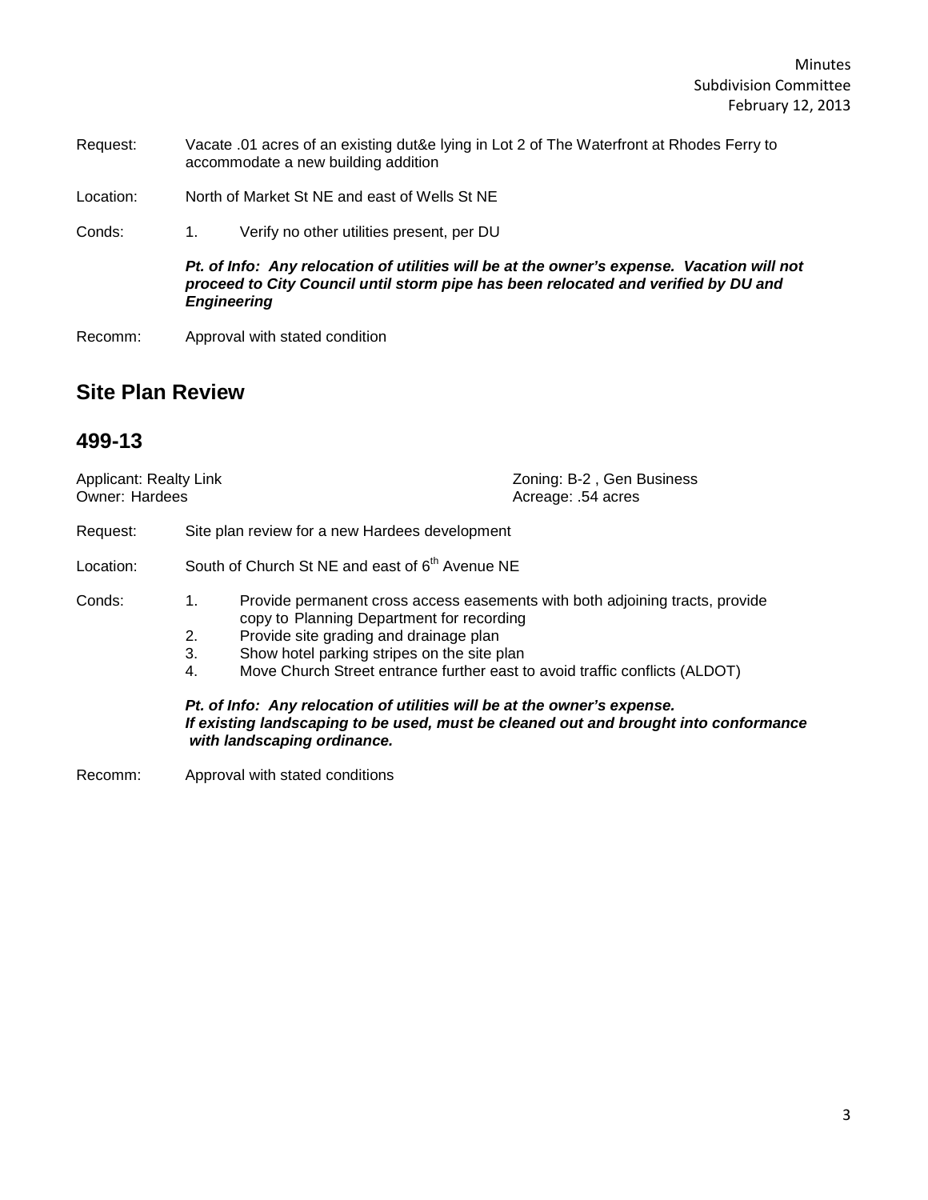Request: Vacate .01 acres of an existing dut&e lying in Lot 2 of The Waterfront at Rhodes Ferry to accommodate a new building addition

Location: North of Market St NE and east of Wells St NE

Conds: 1. Verify no other utilities present, per DU

***Pt. of Info: Any relocation of utilities will be at the owner's expense. Vacation will not proceed to City Council until storm pipe has been relocated and verified by DU and Engineering***

Recomm: Approval with stated condition

## Site Plan Review

## 499-13

Applicant: Realty Link
Owner: Hardees

Zoning: B-2 , Gen Business
Acreage: .54 acres

Request: Site plan review for a new Hardees development

Location: South of Church St NE and east of 6th Avenue NE

Conds:
1. Provide permanent cross access easements with both adjoining tracts, provide copy to Planning Department for recording
2. Provide site grading and drainage plan
3. Show hotel parking stripes on the site plan
4. Move Church Street entrance further east to avoid traffic conflicts (ALDOT)

***Pt. of Info: Any relocation of utilities will be at the owner's expense.***
***If existing landscaping to be used, must be cleaned out and brought into conformance with landscaping ordinance.***

Recomm: Approval with stated conditions